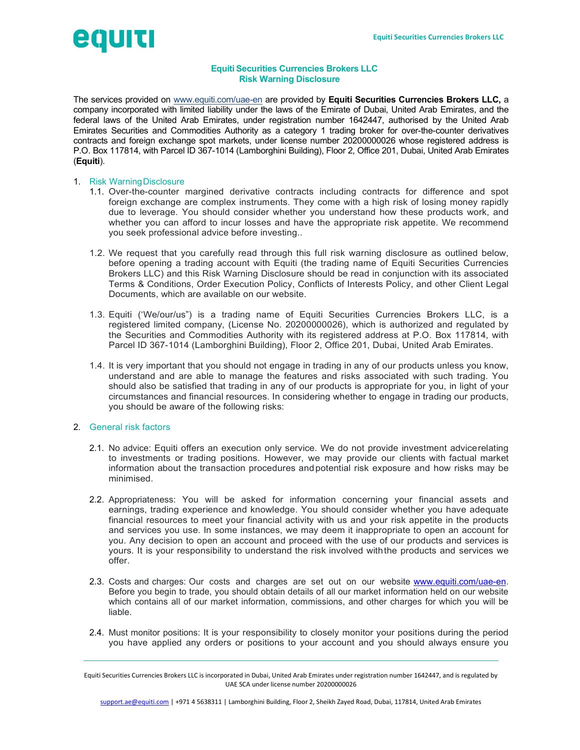# Equiti Securities Currencies Brokers LLC
## Risk Warning Disclosure

The services provided on www.equiti.com/uae-en are provided by **Equiti Securities Currencies Brokers LLC,** a company incorporated with limited liability under the laws of the Emirate of Dubai, United Arab Emirates, and the federal laws of the United Arab Emirates, under registration number 1642447, authorised by the United Arab Emirates Securities and Commodities Authority as a category 1 trading broker for over-the-counter derivatives contracts and foreign exchange spot markets, under license number 20200000026 whose registered address is P.O. Box 117814, with Parcel ID 367-1014 (Lamborghini Building), Floor 2, Office 201, Dubai, United Arab Emirates (**Equiti**).

1. Risk Warning Disclosure
   1.1. Over-the-counter margined derivative contracts including contracts for difference and spot foreign exchange are complex instruments. They come with a high risk of losing money rapidly due to leverage. You should consider whether you understand how these products work, and whether you can afford to incur losses and have the appropriate risk appetite. We recommend you seek professional advice before investing..

   1.2. We request that you carefully read through this full risk warning disclosure as outlined below, before opening a trading account with Equiti (the trading name of Equiti Securities Currencies Brokers LLC) and this Risk Warning Disclosure should be read in conjunction with its associated Terms & Conditions, Order Execution Policy, Conflicts of Interests Policy, and other Client Legal Documents, which are available on our website.

   1.3. Equiti ('We/our/us") is a trading name of Equiti Securities Currencies Brokers LLC, is a registered limited company, (License No. 20200000026), which is authorized and regulated by the Securities and Commodities Authority with its registered address at P.O. Box 117814, with Parcel ID 367-1014 (Lamborghini Building), Floor 2, Office 201, Dubai, United Arab Emirates.

   1.4. It is very important that you should not engage in trading in any of our products unless you know, understand and are able to manage the features and risks associated with such trading. You should also be satisfied that trading in any of our products is appropriate for you, in light of your circumstances and financial resources. In considering whether to engage in trading our products, you should be aware of the following risks:

2. General risk factors

   2.1. No advice: Equiti offers an execution only service. We do not provide investment advice relating to investments or trading positions. However, we may provide our clients with factual market information about the transaction procedures and potential risk exposure and how risks may be minimised.

   2.2. Appropriateness: You will be asked for information concerning your financial assets and earnings, trading experience and knowledge. You should consider whether you have adequate financial resources to meet your financial activity with us and your risk appetite in the products and services you use. In some instances, we may deem it inappropriate to open an account for you. Any decision to open an account and proceed with the use of our products and services is yours. It is your responsibility to understand the risk involved with the products and services we offer.

   2.3. Costs and charges: Our costs and charges are set out on our website www.equiti.com/uae-en. Before you begin to trade, you should obtain details of all our market information held on our website which contains all of our market information, commissions, and other charges for which you will be liable.

   2.4. Must monitor positions: It is your responsibility to closely monitor your positions during the period you have applied any orders or positions to your account and you should always ensure you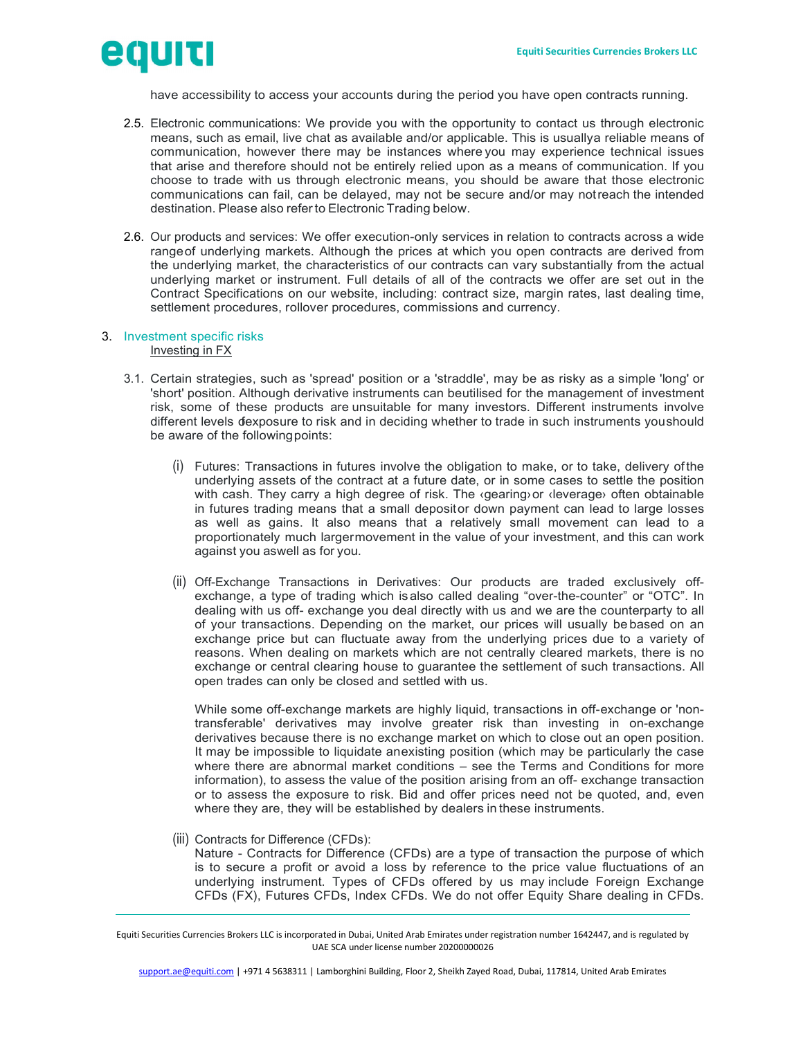have accessibility to access your accounts during the period you have open contracts running.

2.5. Electronic communications: We provide you with the opportunity to contact us through electronic means, such as email, live chat as available and/or applicable. This is usuallya reliable means of communication, however there may be instances where you may experience technical issues that arise and therefore should not be entirely relied upon as a means of communication. If you choose to trade with us through electronic means, you should be aware that those electronic communications can fail, can be delayed, may not be secure and/or may notreach the intended destination. Please also refer to Electronic Trading below.

2.6. Our products and services: We offer execution-only services in relation to contracts across a wide rangeof underlying markets. Although the prices at which you open contracts are derived from the underlying market, the characteristics of our contracts can vary substantially from the actual underlying market or instrument. Full details of all of the contracts we offer are set out in the Contract Specifications on our website, including: contract size, margin rates, last dealing time, settlement procedures, rollover procedures, commissions and currency.

## 3. Investment specific risks

Investing in FX

3.1. Certain strategies, such as 'spread' position or a 'straddle', may be as risky as a simple 'long' or 'short' position. Although derivative instruments can beutilised for the management of investment risk, some of these products are unsuitable for many investors. Different instruments involve different levels ofexposure to risk and in deciding whether to trade in such instruments youshould be aware of the followingpoints:

(i) Futures: Transactions in futures involve the obligation to make, or to take, delivery ofthe underlying assets of the contract at a future date, or in some cases to settle the position with cash. They carry a high degree of risk. The ‹gearing› or ‹leverage› often obtainable in futures trading means that a small depositor down payment can lead to large losses as well as gains. It also means that a relatively small movement can lead to a proportionately much largermovement in the value of your investment, and this can work against you aswell as for you.

(ii) Off-Exchange Transactions in Derivatives: Our products are traded exclusively off-exchange, a type of trading which isalso called dealing “over-the-counter” or “OTC”. In dealing with us off- exchange you deal directly with us and we are the counterparty to all of your transactions. Depending on the market, our prices will usually bebased on an exchange price but can fluctuate away from the underlying prices due to a variety of reasons. When dealing on markets which are not centrally cleared markets, there is no exchange or central clearing house to guarantee the settlement of such transactions. All open trades can only be closed and settled with us.

While some off-exchange markets are highly liquid, transactions in off-exchange or 'non-transferable' derivatives may involve greater risk than investing in on-exchange derivatives because there is no exchange market on which to close out an open position. It may be impossible to liquidate anexisting position (which may be particularly the case where there are abnormal market conditions – see the Terms and Conditions for more information), to assess the value of the position arising from an off- exchange transaction or to assess the exposure to risk. Bid and offer prices need not be quoted, and, even where they are, they will be established by dealers in these instruments.

(iii) Contracts for Difference (CFDs):
Nature - Contracts for Difference (CFDs) are a type of transaction the purpose of which is to secure a profit or avoid a loss by reference to the price value fluctuations of an underlying instrument. Types of CFDs offered by us may include Foreign Exchange CFDs (FX), Futures CFDs, Index CFDs. We do not offer Equity Share dealing in CFDs.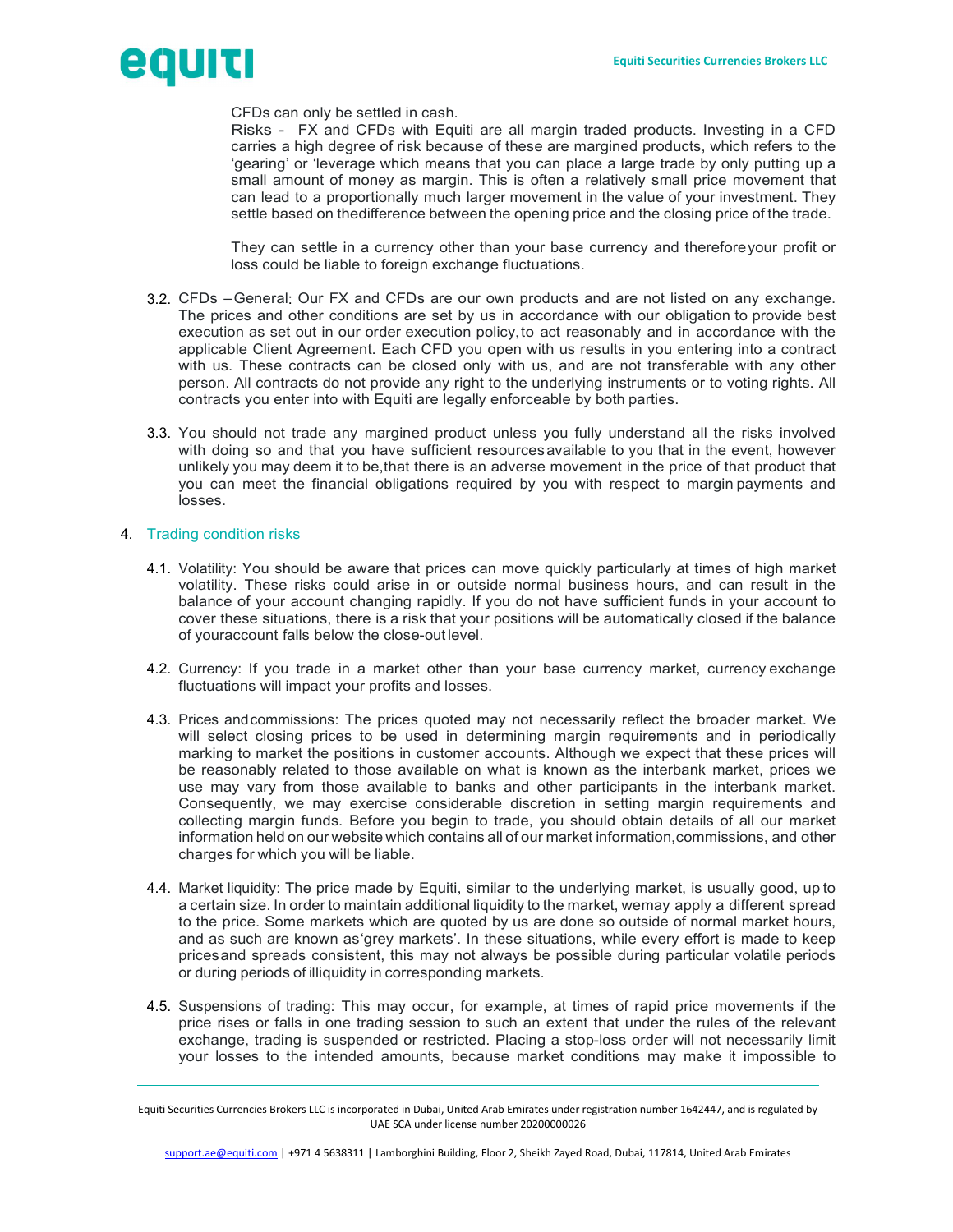CFDs can only be settled in cash.

Risks - FX and CFDs with Equiti are all margin traded products. Investing in a CFD carries a high degree of risk because of these are margined products, which refers to the 'gearing' or 'leverage which means that you can place a large trade by only putting up a small amount of money as margin. This is often a relatively small price movement that can lead to a proportionally much larger movement in the value of your investment. They settle based on thedifference between the opening price and the closing price of the trade.

They can settle in a currency other than your base currency and thereforeyour profit or loss could be liable to foreign exchange fluctuations.

3.2. CFDs – General: Our FX and CFDs are our own products and are not listed on any exchange. The prices and other conditions are set by us in accordance with our obligation to provide best execution as set out in our order execution policy, to act reasonably and in accordance with the applicable Client Agreement. Each CFD you open with us results in you entering into a contract with us. These contracts can be closed only with us, and are not transferable with any other person. All contracts do not provide any right to the underlying instruments or to voting rights. All contracts you enter into with Equiti are legally enforceable by both parties.

3.3. You should not trade any margined product unless you fully understand all the risks involved with doing so and that you have sufficient resourcesavailable to you that in the event, however unlikely you may deem it to be,that there is an adverse movement in the price of that product that you can meet the financial obligations required by you with respect to margin payments and losses.

## 4. Trading condition risks

4.1. Volatility: You should be aware that prices can move quickly particularly at times of high market volatility. These risks could arise in or outside normal business hours, and can result in the balance of your account changing rapidly. If you do not have sufficient funds in your account to cover these situations, there is a risk that your positions will be automatically closed if the balance of youraccount falls below the close-out level.

4.2. Currency: If you trade in a market other than your base currency market, currency exchange fluctuations will impact your profits and losses.

4.3. Prices andcommissions: The prices quoted may not necessarily reflect the broader market. We will select closing prices to be used in determining margin requirements and in periodically marking to market the positions in customer accounts. Although we expect that these prices will be reasonably related to those available on what is known as the interbank market, prices we use may vary from those available to banks and other participants in the interbank market. Consequently, we may exercise considerable discretion in setting margin requirements and collecting margin funds. Before you begin to trade, you should obtain details of all our market information held on our website which contains all of our market information,commissions, and other charges for which you will be liable.

4.4. Market liquidity: The price made by Equiti, similar to the underlying market, is usually good, up to a certain size. In order to maintain additional liquidity to the market, wemay apply a different spread to the price. Some markets which are quoted by us are done so outside of normal market hours, and as such are known as'grey markets'. In these situations, while every effort is made to keep pricesand spreads consistent, this may not always be possible during particular volatile periods or during periods of illiquidity in corresponding markets.

4.5. Suspensions of trading: This may occur, for example, at times of rapid price movements if the price rises or falls in one trading session to such an extent that under the rules of the relevant exchange, trading is suspended or restricted. Placing a stop-loss order will not necessarily limit your losses to the intended amounts, because market conditions may make it impossible to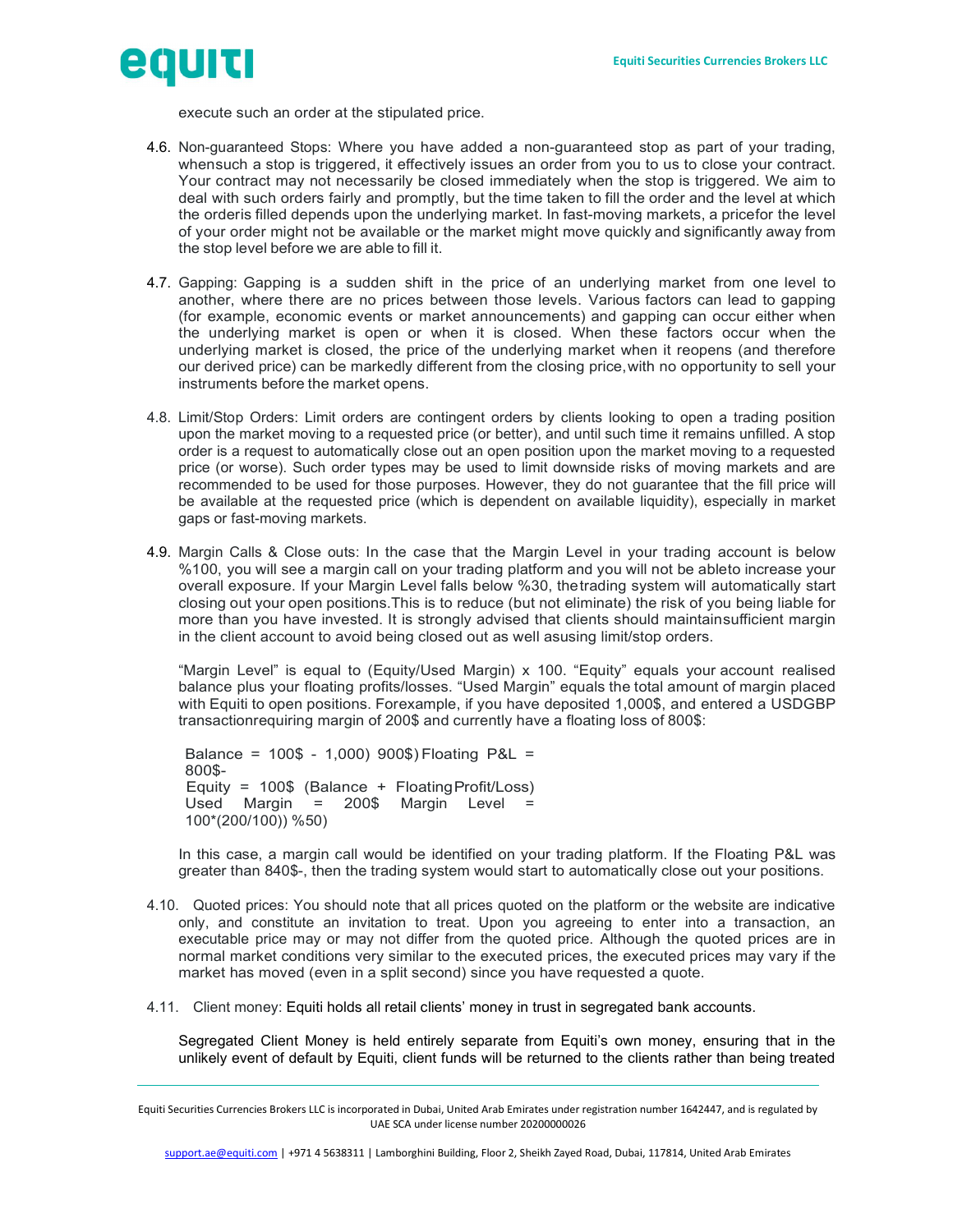execute such an order at the stipulated price.

4.6. Non-guaranteed Stops: Where you have added a non-guaranteed stop as part of your trading, whensuch a stop is triggered, it effectively issues an order from you to us to close your contract. Your contract may not necessarily be closed immediately when the stop is triggered. We aim to deal with such orders fairly and promptly, but the time taken to fill the order and the level at which the orderis filled depends upon the underlying market. In fast-moving markets, a pricefor the level of your order might not be available or the market might move quickly and significantly away from the stop level before we are able to fill it.

4.7. Gapping: Gapping is a sudden shift in the price of an underlying market from one level to another, where there are no prices between those levels. Various factors can lead to gapping (for example, economic events or market announcements) and gapping can occur either when the underlying market is open or when it is closed. When these factors occur when the underlying market is closed, the price of the underlying market when it reopens (and therefore our derived price) can be markedly different from the closing price, with no opportunity to sell your instruments before the market opens.

4.8. Limit/Stop Orders: Limit orders are contingent orders by clients looking to open a trading position upon the market moving to a requested price (or better), and until such time it remains unfilled. A stop order is a request to automatically close out an open position upon the market moving to a requested price (or worse). Such order types may be used to limit downside risks of moving markets and are recommended to be used for those purposes. However, they do not guarantee that the fill price will be available at the requested price (which is dependent on available liquidity), especially in market gaps or fast-moving markets.

4.9. Margin Calls & Close outs: In the case that the Margin Level in your trading account is below %100, you will see a margin call on your trading platform and you will not be ableto increase your overall exposure. If your Margin Level falls below %30, thetrading system will automatically start closing out your open positions.This is to reduce (but not eliminate) the risk of you being liable for more than you have invested. It is strongly advised that clients should maintainsufficient margin in the client account to avoid being closed out as well asusing limit/stop orders.

"Margin Level" is equal to (Equity/Used Margin) x 100. "Equity" equals your account realised balance plus your floating profits/losses. "Used Margin" equals the total amount of margin placed with Equiti to open positions. Forexample, if you have deposited 1,000$, and entered a USDGBP transactionrequiring margin of 200$ and currently have a floating loss of 800$:

Balance = 100$ - 1,000) 900$) Floating P&L = 800$-
Equity = 100$ (Balance + Floating Profit/Loss)
Used Margin = 200$ Margin Level = 100*(200/100)) %50)

In this case, a margin call would be identified on your trading platform. If the Floating P&L was greater than 840$-, then the trading system would start to automatically close out your positions.

4.10. Quoted prices: You should note that all prices quoted on the platform or the website are indicative only, and constitute an invitation to treat. Upon you agreeing to enter into a transaction, an executable price may or may not differ from the quoted price. Although the quoted prices are in normal market conditions very similar to the executed prices, the executed prices may vary if the market has moved (even in a split second) since you have requested a quote.

4.11. Client money: Equiti holds all retail clients' money in trust in segregated bank accounts.

Segregated Client Money is held entirely separate from Equiti's own money, ensuring that in the unlikely event of default by Equiti, client funds will be returned to the clients rather than being treated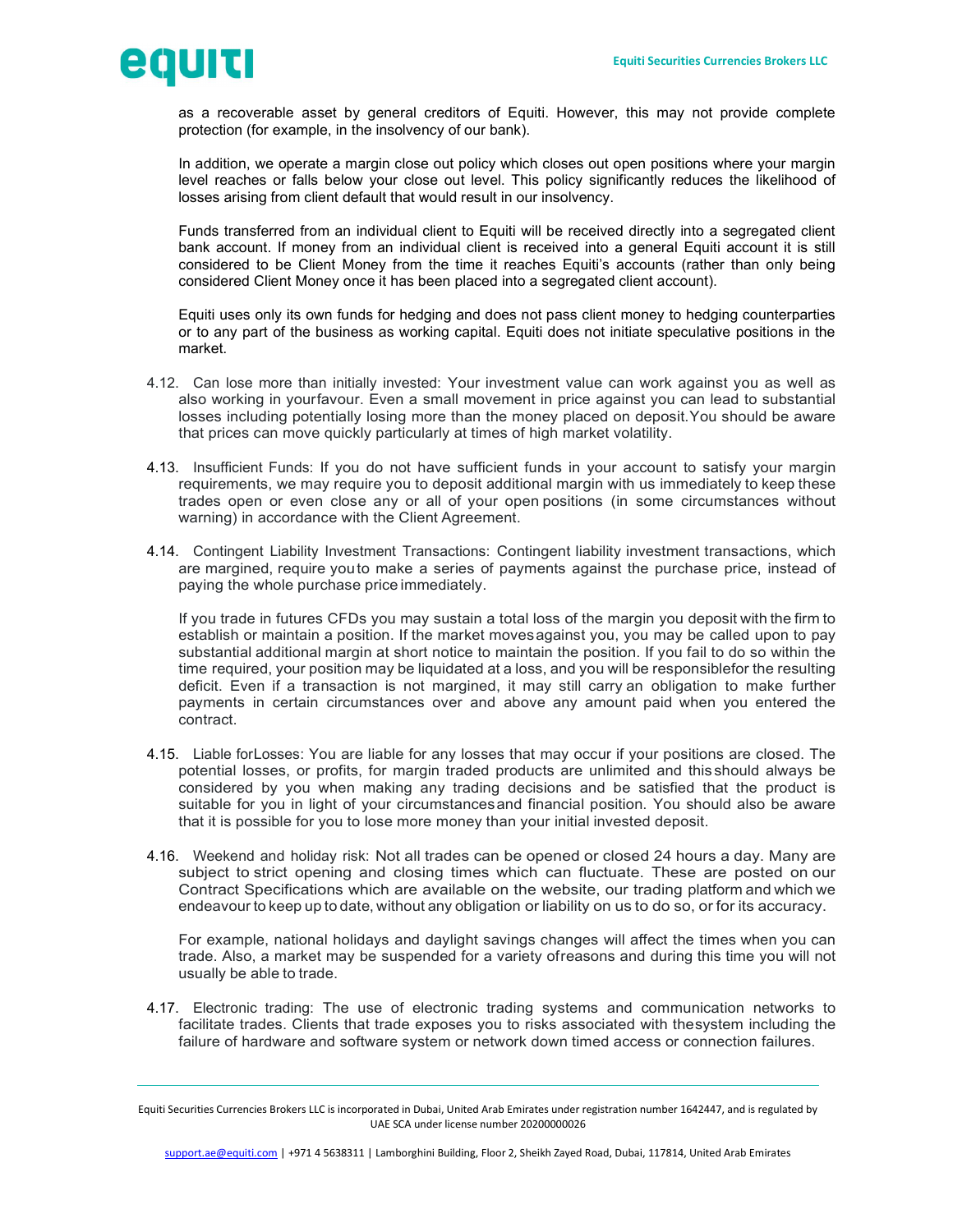as a recoverable asset by general creditors of Equiti. However, this may not provide complete protection (for example, in the insolvency of our bank).

In addition, we operate a margin close out policy which closes out open positions where your margin level reaches or falls below your close out level. This policy significantly reduces the likelihood of losses arising from client default that would result in our insolvency.

Funds transferred from an individual client to Equiti will be received directly into a segregated client bank account. If money from an individual client is received into a general Equiti account it is still considered to be Client Money from the time it reaches Equiti's accounts (rather than only being considered Client Money once it has been placed into a segregated client account).

Equiti uses only its own funds for hedging and does not pass client money to hedging counterparties or to any part of the business as working capital. Equiti does not initiate speculative positions in the market.

4.12. Can lose more than initially invested: Your investment value can work against you as well as also working in yourfavour. Even a small movement in price against you can lead to substantial losses including potentially losing more than the money placed on deposit.You should be aware that prices can move quickly particularly at times of high market volatility.

4.13. Insufficient Funds: If you do not have sufficient funds in your account to satisfy your margin requirements, we may require you to deposit additional margin with us immediately to keep these trades open or even close any or all of your open positions (in some circumstances without warning) in accordance with the Client Agreement.

4.14. Contingent Liability Investment Transactions: Contingent liability investment transactions, which are margined, require youto make a series of payments against the purchase price, instead of paying the whole purchase price immediately.

If you trade in futures CFDs you may sustain a total loss of the margin you deposit with the firm to establish or maintain a position. If the market movesagainst you, you may be called upon to pay substantial additional margin at short notice to maintain the position. If you fail to do so within the time required, your position may be liquidated at a loss, and you will be responsiblefor the resulting deficit. Even if a transaction is not margined, it may still carry an obligation to make further payments in certain circumstances over and above any amount paid when you entered the contract.

4.15. Liable forLosses: You are liable for any losses that may occur if your positions are closed. The potential losses, or profits, for margin traded products are unlimited and thisshould always be considered by you when making any trading decisions and be satisfied that the product is suitable for you in light of your circumstancesand financial position. You should also be aware that it is possible for you to lose more money than your initial invested deposit.

4.16. Weekend and holiday risk: Not all trades can be opened or closed 24 hours a day. Many are subject to strict opening and closing times which can fluctuate. These are posted on our Contract Specifications which are available on the website, our trading platform and which we endeavour to keep up to date, without any obligation or liability on us to do so, or for its accuracy.

For example, national holidays and daylight savings changes will affect the times when you can trade. Also, a market may be suspended for a variety ofreasons and during this time you will not usually be able to trade.

4.17. Electronic trading: The use of electronic trading systems and communication networks to facilitate trades. Clients that trade exposes you to risks associated with thesystem including the failure of hardware and software system or network down timed access or connection failures.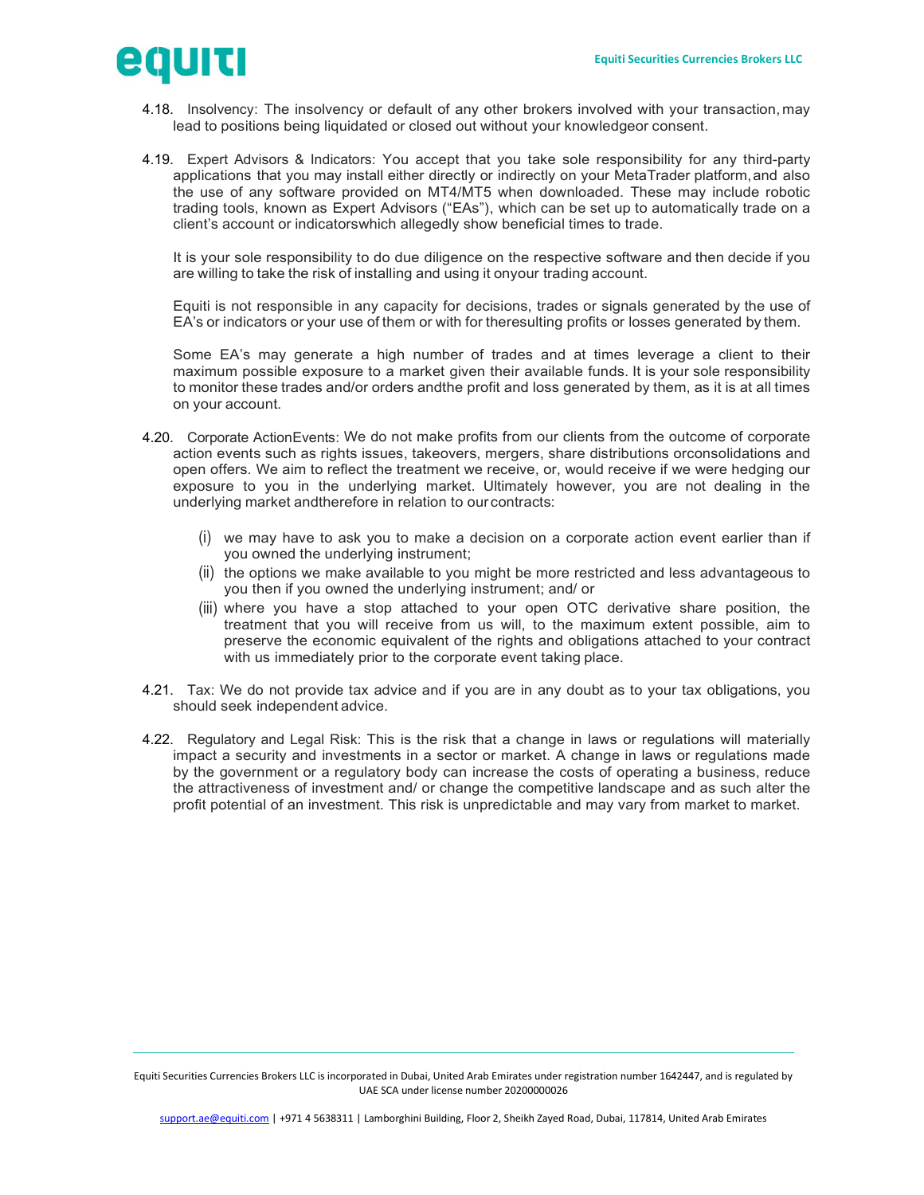4.18. Insolvency: The insolvency or default of any other brokers involved with your transaction, may lead to positions being liquidated or closed out without your knowledgeor consent.

4.19. Expert Advisors & Indicators: You accept that you take sole responsibility for any third-party applications that you may install either directly or indirectly on your MetaTrader platform, and also the use of any software provided on MT4/MT5 when downloaded. These may include robotic trading tools, known as Expert Advisors ("EAs"), which can be set up to automatically trade on a client's account or indicatorswhich allegedly show beneficial times to trade.

It is your sole responsibility to do due diligence on the respective software and then decide if you are willing to take the risk of installing and using it onyour trading account.

Equiti is not responsible in any capacity for decisions, trades or signals generated by the use of EA's or indicators or your use of them or with for theresulting profits or losses generated by them.

Some EA's may generate a high number of trades and at times leverage a client to their maximum possible exposure to a market given their available funds. It is your sole responsibility to monitor these trades and/or orders andthe profit and loss generated by them, as it is at all times on your account.

4.20. Corporate ActionEvents: We do not make profits from our clients from the outcome of corporate action events such as rights issues, takeovers, mergers, share distributions orconsolidations and open offers. We aim to reflect the treatment we receive, or, would receive if we were hedging our exposure to you in the underlying market. Ultimately however, you are not dealing in the underlying market andtherefore in relation to ourcontracts:

(i) we may have to ask you to make a decision on a corporate action event earlier than if you owned the underlying instrument;

(ii) the options we make available to you might be more restricted and less advantageous to you then if you owned the underlying instrument; and/ or

(iii) where you have a stop attached to your open OTC derivative share position, the treatment that you will receive from us will, to the maximum extent possible, aim to preserve the economic equivalent of the rights and obligations attached to your contract with us immediately prior to the corporate event taking place.

4.21. Tax: We do not provide tax advice and if you are in any doubt as to your tax obligations, you should seek independent advice.

4.22. Regulatory and Legal Risk: This is the risk that a change in laws or regulations will materially impact a security and investments in a sector or market. A change in laws or regulations made by the government or a regulatory body can increase the costs of operating a business, reduce the attractiveness of investment and/ or change the competitive landscape and as such alter the profit potential of an investment. This risk is unpredictable and may vary from market to market.